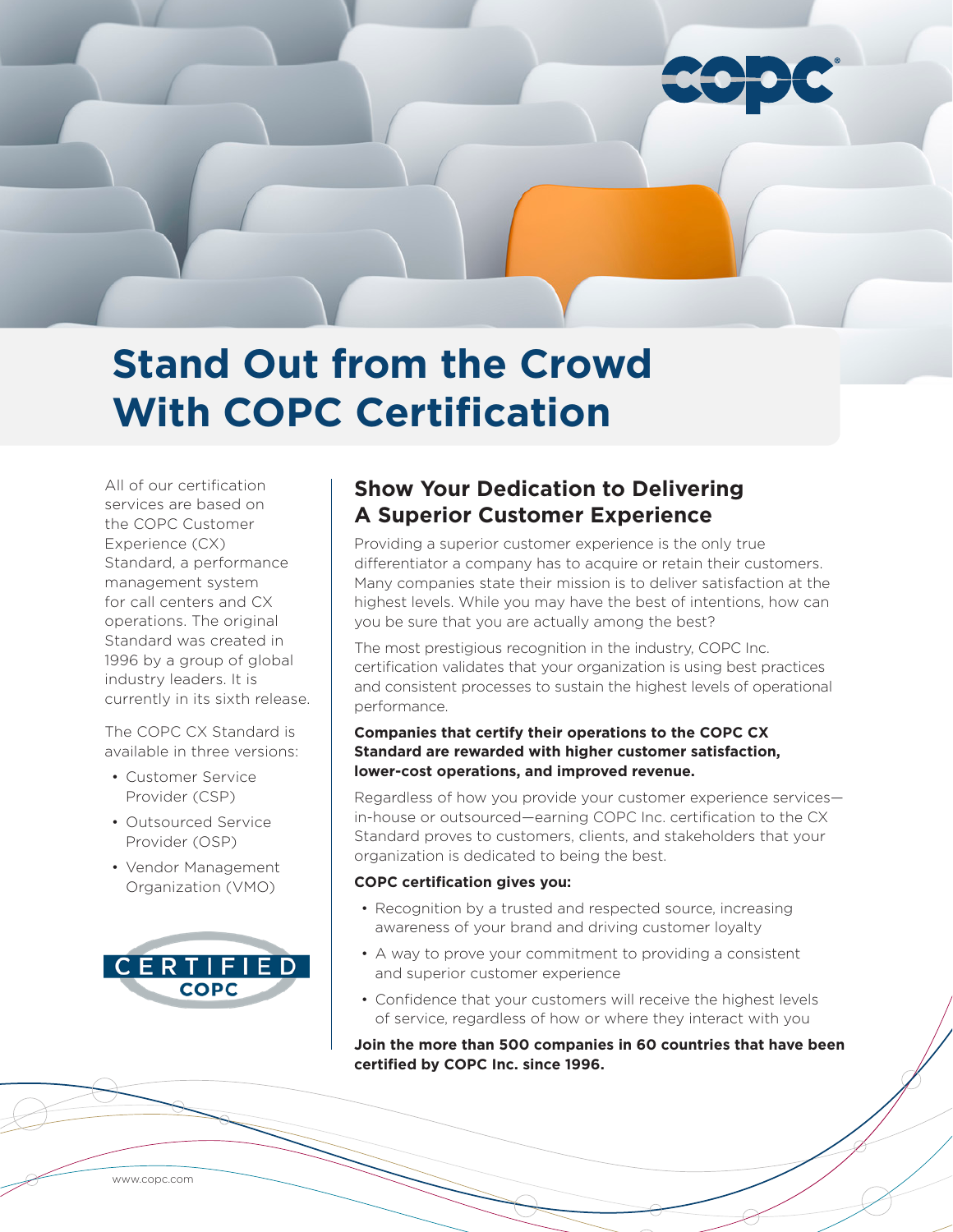# Stand Out from the Crowd With COPC Certification

All of our certification services are based on the COPC Customer Experience (CX) Standard, a performance management system for call centers and CX operations. The original Standard was created in 1996 by a group of global industry leaders. It is currently in its sixth release.

The COPC CX Standard is available in three versions:

- Customer Service Provider (CSP)
- Outsourced Service Provider (OSP)
- Vendor Management Organization (VMO)

CERTIFIED COPC

## Show Your Dedication to Delivering A Superior Customer Experience

Providing a superior customer experience is the only true differentiator a company has to acquire or retain their customers. Many companies state their mission is to deliver satisfaction at the highest levels. While you may have the best of intentions, how can you be sure that you are actually among the best?

The most prestigious recognition in the industry, COPC Inc. certification validates that your organization is using best practices and consistent processes to sustain the highest levels of operational performance.

**Companies that certify their operations to the COPC CX Standard are rewarded with higher customer satisfaction, lower-cost operations, and improved revenue.**

Regardless of how you provide your customer experience services—in-house or outsourced—earning COPC Inc. certification to the CX Standard proves to customers, clients, and stakeholders that your organization is dedicated to being the best.

**COPC certification gives you:**

- Recognition by a trusted and respected source, increasing awareness of your brand and driving customer loyalty
- A way to prove your commitment to providing a consistent and superior customer experience
- Confidence that your customers will receive the highest levels of service, regardless of how or where they interact with you

**Join the more than 500 companies in 60 countries that have been certified by COPC Inc. since 1996.**

www.copc.com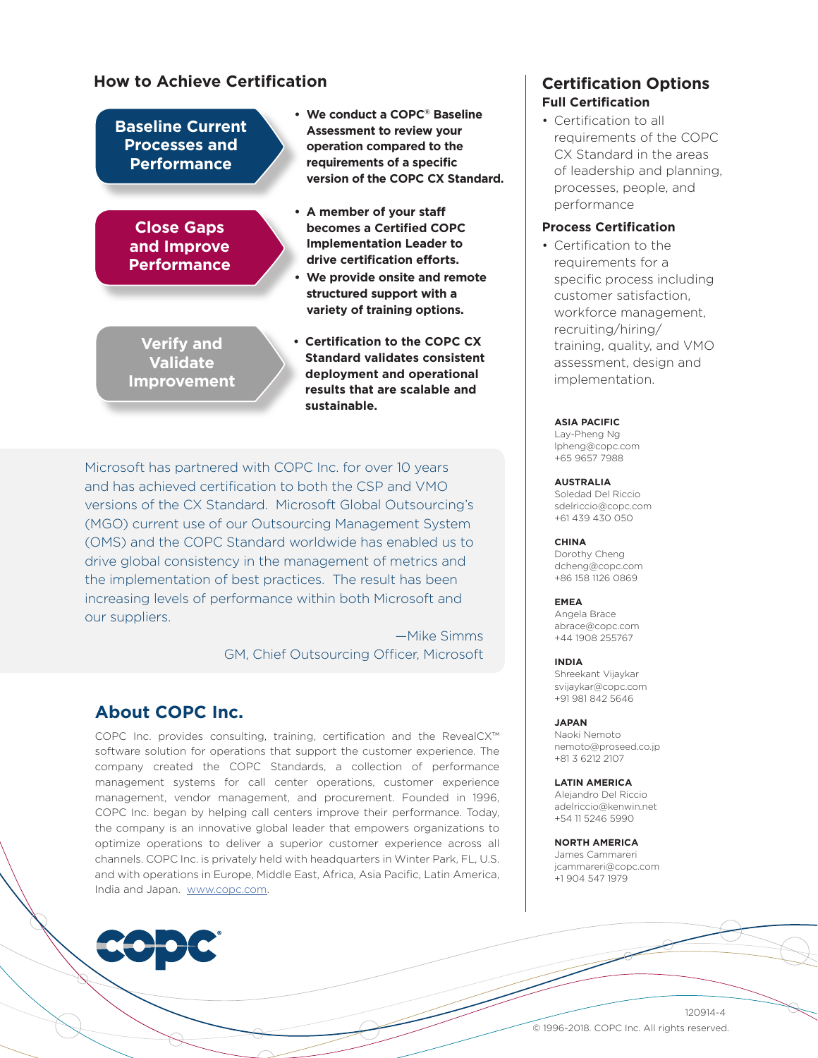## How to Achieve Certification

**Baseline Current Processes and Performance**

- **We conduct a COPC® Baseline Assessment to review your operation compared to the requirements of a specific version of the COPC CX Standard.**

**Close Gaps and Improve Performance**

- **A member of your staff becomes a Certified COPC Implementation Leader to drive certification efforts.**
- **We provide onsite and remote structured support with a variety of training options.**

**Verify and Validate Improvement**

- **Certification to the COPC CX Standard validates consistent deployment and operational results that are scalable and sustainable.**

Microsoft has partnered with COPC Inc. for over 10 years and has achieved certification to both the CSP and VMO versions of the CX Standard. Microsoft Global Outsourcing's (MGO) current use of our Outsourcing Management System (OMS) and the COPC Standard worldwide has enabled us to drive global consistency in the management of metrics and the implementation of best practices. The result has been increasing levels of performance within both Microsoft and our suppliers.

—Mike Simms
GM, Chief Outsourcing Officer, Microsoft

## About COPC Inc.

COPC Inc. provides consulting, training, certification and the RevealCX™ software solution for operations that support the customer experience. The company created the COPC Standards, a collection of performance management systems for call center operations, customer experience management, vendor management, and procurement. Founded in 1996, COPC Inc. began by helping call centers improve their performance. Today, the company is an innovative global leader that empowers organizations to optimize operations to deliver a superior customer experience across all channels. COPC Inc. is privately held with headquarters in Winter Park, FL, U.S. and with operations in Europe, Middle East, Africa, Asia Pacific, Latin America, India and Japan. www.copc.com.

## Certification Options

### Full Certification

- Certification to all requirements of the COPC CX Standard in the areas of leadership and planning, processes, people, and performance

### Process Certification

- Certification to the requirements for a specific process including customer satisfaction, workforce management, recruiting/hiring/training, quality, and VMO assessment, design and implementation.

**ASIA PACIFIC**
Lay-Pheng Ng
lpheng@copc.com
+65 9657 7988

**AUSTRALIA**
Soledad Del Riccio
sdelriccio@copc.com
+61 439 430 050

**CHINA**
Dorothy Cheng
dcheng@copc.com
+86 158 1126 0869

**EMEA**
Angela Brace
abrace@copc.com
+44 1908 255767

**INDIA**
Shreekant Vijaykar
svijaykar@copc.com
+91 981 842 5646

**JAPAN**
Naoki Nemoto
nemoto@proseed.co.jp
+81 3 6212 2107

**LATIN AMERICA**
Alejandro Del Riccio
adelriccio@kenwin.net
+54 11 5246 5990

**NORTH AMERICA**
James Cammareri
jcammareri@copc.com
+1 904 547 1979

copc®

120914-4
© 1996-2018. COPC Inc. All rights reserved.